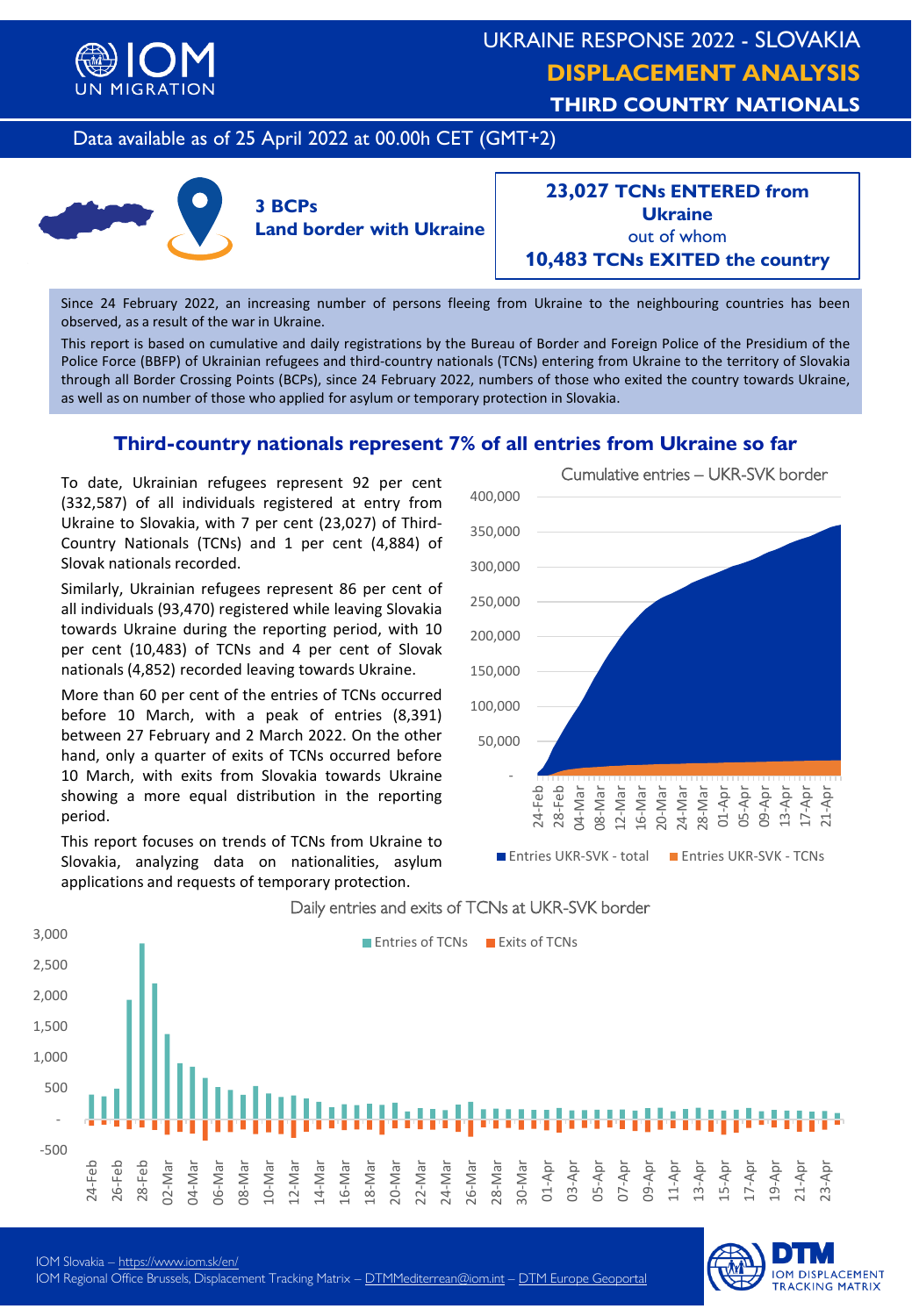# UKRAINE RESPONSE 2022 - SLOVAKIA

## DISPLACEMENT ANALYSIS

## THIRD COUNTRY NATIONALS

Data available as of 25 April 2022 at 00.00h CET (GMT+2)

**3 BCPs**
**Land border with Ukraine**

**23,027 TCNs ENTERED from Ukraine**
out of whom
**10,483 TCNs EXITED the country**

Since 24 February 2022, an increasing number of persons fleeing from Ukraine to the neighbouring countries has been observed, as a result of the war in Ukraine.

This report is based on cumulative and daily registrations by the Bureau of Border and Foreign Police of the Presidium of the Police Force (BBFP) of Ukrainian refugees and third-country nationals (TCNs) entering from Ukraine to the territory of Slovakia through all Border Crossing Points (BCPs), since 24 February 2022, numbers of those who exited the country towards Ukraine, as well as on number of those who applied for asylum or temporary protection in Slovakia.

## Third-country nationals represent 7% of all entries from Ukraine so far

To date, Ukrainian refugees represent 92 per cent (332,587) of all individuals registered at entry from Ukraine to Slovakia, with 7 per cent (23,027) of Third-Country Nationals (TCNs) and 1 per cent (4,884) of Slovak nationals recorded.

Similarly, Ukrainian refugees represent 86 per cent of all individuals (93,470) registered while leaving Slovakia towards Ukraine during the reporting period, with 10 per cent (10,483) of TCNs and 4 per cent of Slovak nationals (4,852) recorded leaving towards Ukraine.

More than 60 per cent of the entries of TCNs occurred before 10 March, with a peak of entries (8,391) between 27 February and 2 March 2022. On the other hand, only a quarter of exits of TCNs occurred before 10 March, with exits from Slovakia towards Ukraine showing a more equal distribution in the reporting period.

This report focuses on trends of TCNs from Ukraine to Slovakia, analyzing data on nationalities, asylum applications and requests of temporary protection.

Cumulative entries – UKR-SVK border

Entries UKR-SVK - total | Entries UKR-SVK - TCNs

Daily entries and exits of TCNs at UKR-SVK border

Entries of TCNs | Exits of TCNs

IOM Slovakia – https://www.iom.sk/en/
IOM Regional Office Brussels, Displacement Tracking Matrix – DTMMediterrean@iom.int – DTM Europe Geoportal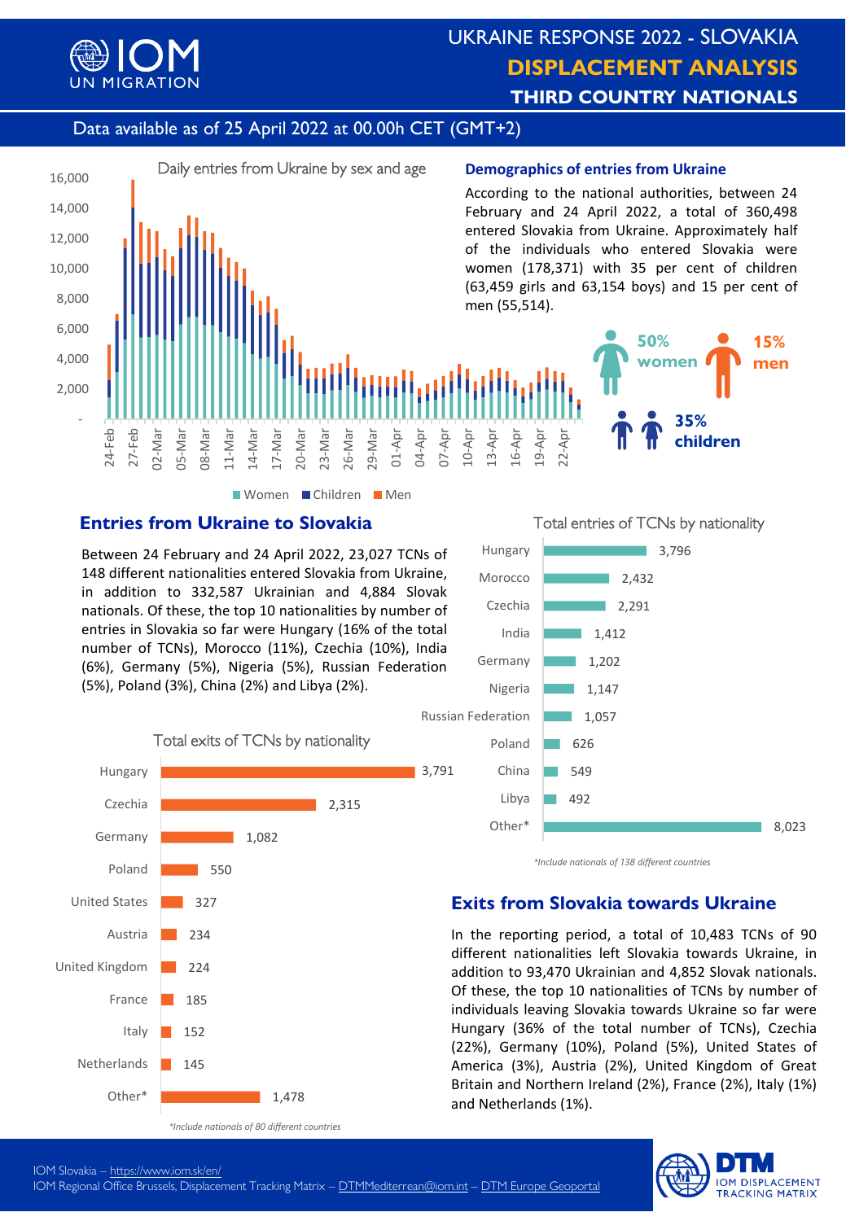# UKRAINE RESPONSE 2022 - SLOVAKIA

## DISPLACEMENT ANALYSIS

### THIRD COUNTRY NATIONALS

Data available as of 25 April 2022 at 00.00h CET (GMT+2)

Daily entries from Ukraine by sex and age

Women | Children | Men

### Demographics of entries from Ukraine

According to the national authorities, between 24 February and 24 April 2022, a total of 360,498 entered Slovakia from Ukraine. Approximately half of the individuals who entered Slovakia were women (178,371) with 35 per cent of children (63,459 girls and 63,154 boys) and 15 per cent of men (55,514).

**50% women** | **15% men** | **35% children**

## Entries from Ukraine to Slovakia

Between 24 February and 24 April 2022, 23,027 TCNs of 148 different nationalities entered Slovakia from Ukraine, in addition to 332,587 Ukrainian and 4,884 Slovak nationals. Of these, the top 10 nationalities by number of entries in Slovakia so far were Hungary (16% of the total number of TCNs), Morocco (11%), Czechia (10%), India (6%), Germany (5%), Nigeria (5%), Russian Federation (5%), Poland (3%), China (2%) and Libya (2%).

Total entries of TCNs by nationality

| Nationality | Entries |
|---|---|
| Hungary | 3,796 |
| Morocco | 2,432 |
| Czechia | 2,291 |
| India | 1,412 |
| Germany | 1,202 |
| Nigeria | 1,147 |
| Russian Federation | 1,057 |
| Poland | 626 |
| China | 549 |
| Libya | 492 |
| Other* | 8,023 |

*Include nationals of 138 different countries*

Total exits of TCNs by nationality

| Nationality | Exits |
|---|---|
| Hungary | 3,791 |
| Czechia | 2,315 |
| Germany | 1,082 |
| Poland | 550 |
| United States | 327 |
| Austria | 234 |
| United Kingdom | 224 |
| France | 185 |
| Italy | 152 |
| Netherlands | 145 |
| Other* | 1,478 |

*Include nationals of 80 different countries*

## Exits from Slovakia towards Ukraine

In the reporting period, a total of 10,483 TCNs of 90 different nationalities left Slovakia towards Ukraine, in addition to 93,470 Ukrainian and 4,852 Slovak nationals. Of these, the top 10 nationalities of TCNs by number of individuals leaving Slovakia towards Ukraine so far were Hungary (36% of the total number of TCNs), Czechia (22%), Germany (10%), Poland (5%), United States of America (3%), Austria (2%), United Kingdom of Great Britain and Northern Ireland (2%), France (2%), Italy (1%) and Netherlands (1%).

IOM Slovakia – https://www.iom.sk/en/
IOM Regional Office Brussels, Displacement Tracking Matrix – DTMMediterrean@iom.int – DTM Europe Geoportal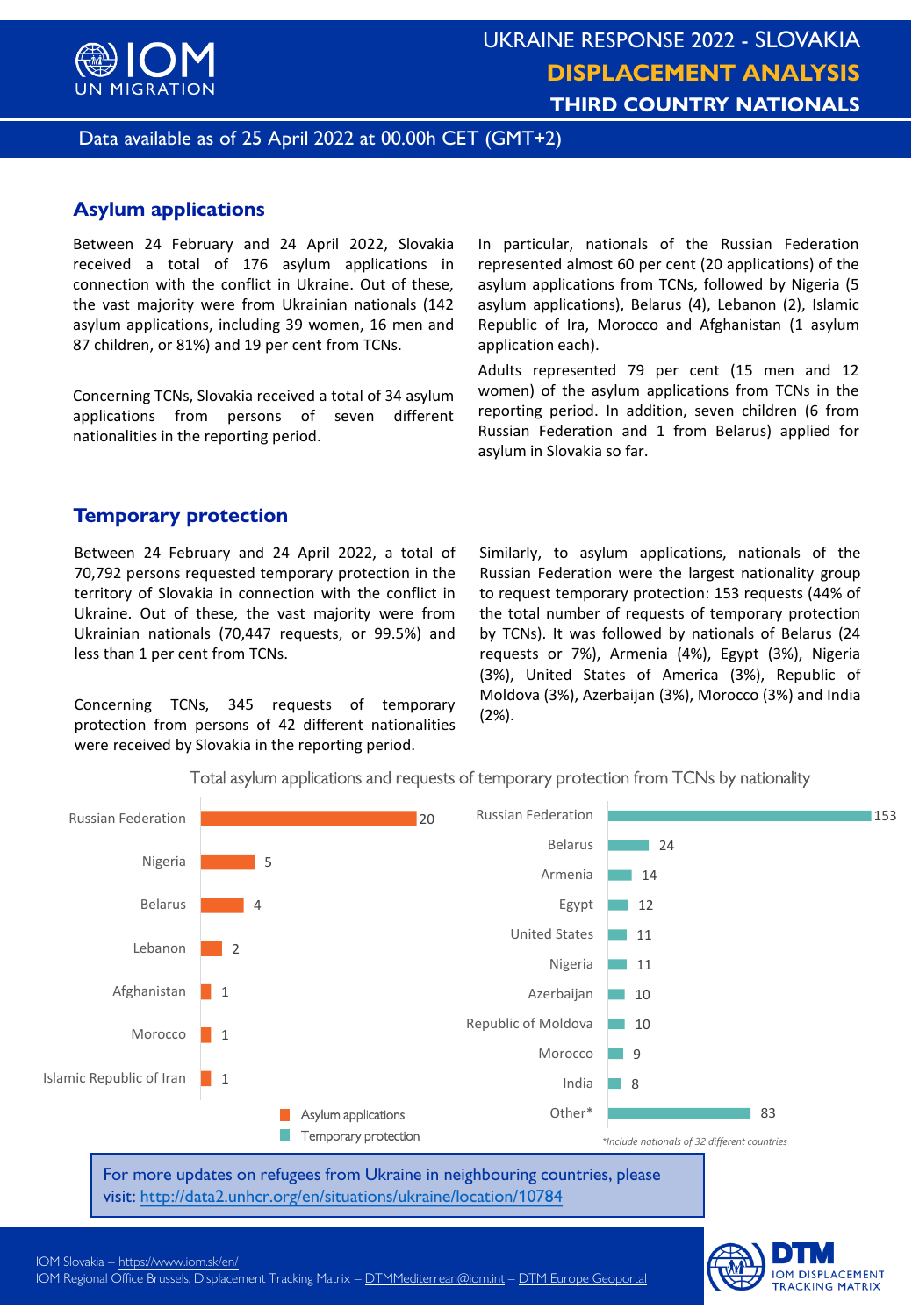# UKRAINE RESPONSE 2022 - SLOVAKIA

## DISPLACEMENT ANALYSIS

### THIRD COUNTRY NATIONALS

Data available as of 25 April 2022 at 00.00h CET (GMT+2)

## Asylum applications

Between 24 February and 24 April 2022, Slovakia received a total of 176 asylum applications in connection with the conflict in Ukraine. Out of these, the vast majority were from Ukrainian nationals (142 asylum applications, including 39 women, 16 men and 87 children, or 81%) and 19 per cent from TCNs.

Concerning TCNs, Slovakia received a total of 34 asylum applications from persons of seven different nationalities in the reporting period.

In particular, nationals of the Russian Federation represented almost 60 per cent (20 applications) of the asylum applications from TCNs, followed by Nigeria (5 asylum applications), Belarus (4), Lebanon (2), Islamic Republic of Ira, Morocco and Afghanistan (1 asylum application each).

Adults represented 79 per cent (15 men and 12 women) of the asylum applications from TCNs in the reporting period. In addition, seven children (6 from Russian Federation and 1 from Belarus) applied for asylum in Slovakia so far.

## Temporary protection

Between 24 February and 24 April 2022, a total of 70,792 persons requested temporary protection in the territory of Slovakia in connection with the conflict in Ukraine. Out of these, the vast majority were from Ukrainian nationals (70,447 requests, or 99.5%) and less than 1 per cent from TCNs.

Concerning TCNs, 345 requests of temporary protection from persons of 42 different nationalities were received by Slovakia in the reporting period.

Similarly, to asylum applications, nationals of the Russian Federation were the largest nationality group to request temporary protection: 153 requests (44% of the total number of requests of temporary protection by TCNs). It was followed by nationals of Belarus (24 requests or 7%), Armenia (4%), Egypt (3%), Nigeria (3%), United States of America (3%), Republic of Moldova (3%), Azerbaijan (3%), Morocco (3%) and India (2%).

Total asylum applications and requests of temporary protection from TCNs by nationality

Russian Federation 20
Nigeria 5
Belarus 4
Lebanon 2
Afghanistan 1
Morocco 1
Islamic Republic of Iran 1

Russian Federation 153
Belarus 24
Armenia 14
Egypt 12
United States 11
Nigeria 11
Azerbaijan 10
Republic of Moldova 10
Morocco 9
India 8
Other* 83

Asylum applications
Temporary protection

*Include nationals of 32 different countries

For more updates on refugees from Ukraine in neighbouring countries, please visit: http://data2.unhcr.org/en/situations/ukraine/location/10784

IOM Slovakia – https://www.iom.sk/en/
IOM Regional Office Brussels, Displacement Tracking Matrix – DTMMediterrean@iom.int – DTM Europe Geoportal